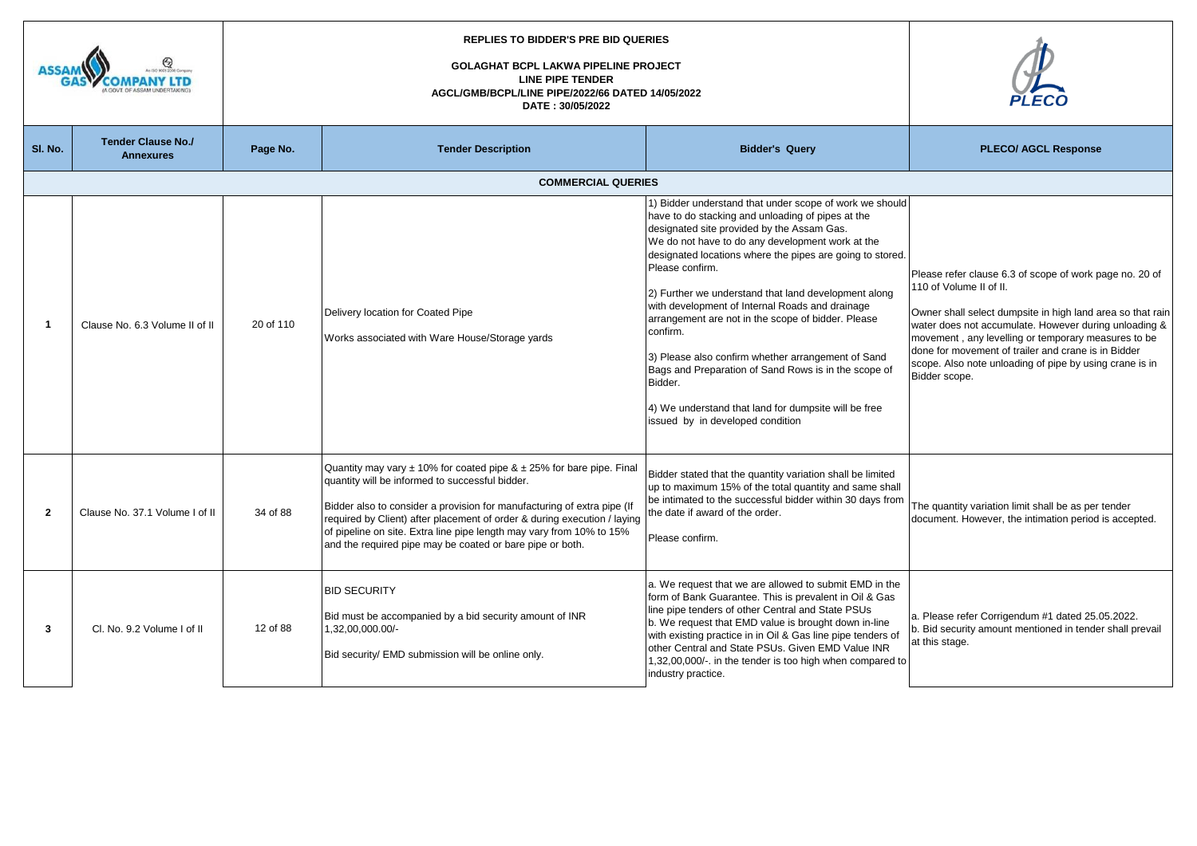**REPLIES TO BIDDER'S PRE BID QUERIES**

**GOLAGHAT BCPL LAKWA PIPELINE PROJECT**
**LINE PIPE TENDER**
**AGCL/GMB/BCPL/LINE PIPE/2022/66 DATED 14/05/2022**
**DATE : 30/05/2022**

| Sl. No. | Tender Clause No./ Annexures | Page No. | Tender Description | Bidder's Query | PLECO/ AGCL Response |
|---|---|---|---|---|---|
| | | | **COMMERCIAL QUERIES** | | |
| 1 | Clause No. 6.3 Volume II of II | 20 of 110 | Delivery location for Coated Pipe<br><br>Works associated with Ware House/Storage yards | 1) Bidder understand that under scope of work we should have to do stacking and unloading of pipes at the designated site provided by the Assam Gas. We do not have to do any development work at the designated locations where the pipes are going to stored. Please confirm.<br><br>2) Further we understand that land development along with development of Internal Roads and drainage arrangement are not in the scope of bidder. Please confirm.<br><br>3) Please also confirm whether arrangement of Sand Bags and Preparation of Sand Rows is in the scope of Bidder.<br><br>4) We understand that land for dumpsite will be free issued by in developed condition | Please refer clause 6.3 of scope of work page no. 20 of 110 of Volume II of II.<br><br>Owner shall select dumpsite in high land area so that rain water does not accumulate. However during unloading & movement , any levelling or temporary measures to be done for movement of trailer and crane is in Bidder scope. Also note unloading of pipe by using crane is in Bidder scope. |
| 2 | Clause No. 37.1 Volume I of II | 34 of 88 | Quantity may vary ± 10% for coated pipe & ± 25% for bare pipe. Final quantity will be informed to successful bidder.<br><br>Bidder also to consider a provision for manufacturing of extra pipe (If required by Client) after placement of order & during execution / laying of pipeline on site. Extra line pipe length may vary from 10% to 15% and the required pipe may be coated or bare pipe or both. | Bidder stated that the quantity variation shall be limited up to maximum 15% of the total quantity and same shall be intimated to the successful bidder within 30 days from the date if award of the order.<br><br>Please confirm. | The quantity variation limit shall be as per tender document. However, the intimation period is accepted. |
| 3 | Cl. No. 9.2 Volume I of II | 12 of 88 | BID SECURITY<br><br>Bid must be accompanied by a bid security amount of INR 1,32,00,000.00/-<br><br>Bid security/ EMD submission will be online only. | a. We request that we are allowed to submit EMD in the form of Bank Guarantee. This is prevalent in Oil & Gas line pipe tenders of other Central and State PSUs<br>b. We request that EMD value is brought down in-line with existing practice in in Oil & Gas line pipe tenders of other Central and State PSUs. Given EMD Value INR 1,32,00,000/-. in the tender is too high when compared to industry practice. | a. Please refer Corrigendum #1 dated 25.05.2022.<br>b. Bid security amount mentioned in tender shall prevail at this stage. |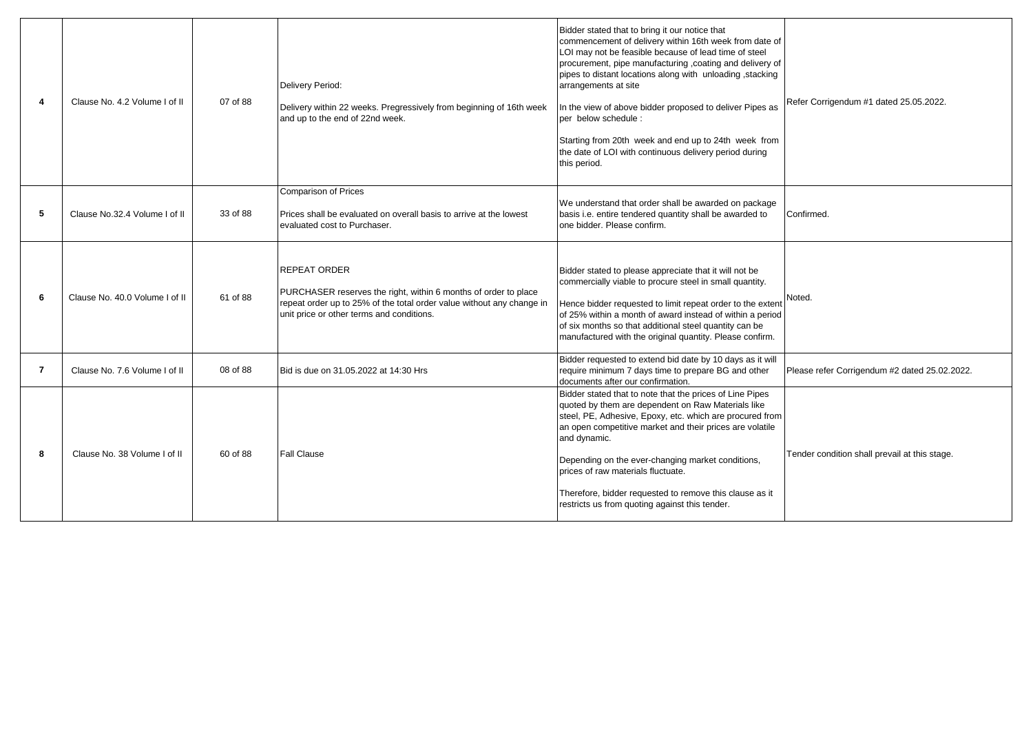| | | | | | |
|---|---|---|---|---|---|
| 4 | Clause No. 4.2 Volume I of II | 07 of 88 | Delivery Period:<br><br>Delivery within 22 weeks. Pregressively from beginning of 16th week and up to the end of 22nd week. | Bidder stated that to bring it our notice that commencement of delivery within 16th week from date of LOI may not be feasible because of lead time of steel procurement, pipe manufacturing ,coating and delivery of pipes to distant locations along with unloading ,stacking arrangements at site<br><br>In the view of above bidder proposed to deliver Pipes as per below schedule :<br><br>Starting from 20th week and end up to 24th week from the date of LOI with continuous delivery period during this period. | Refer Corrigendum #1 dated 25.05.2022. |
| 5 | Clause No.32.4 Volume I of II | 33 of 88 | Comparison of Prices<br><br>Prices shall be evaluated on overall basis to arrive at the lowest evaluated cost to Purchaser. | We understand that order shall be awarded on package basis i.e. entire tendered quantity shall be awarded to one bidder. Please confirm. | Confirmed. |
| 6 | Clause No. 40.0 Volume I of II | 61 of 88 | REPEAT ORDER<br><br>PURCHASER reserves the right, within 6 months of order to place repeat order up to 25% of the total order value without any change in unit price or other terms and conditions. | Bidder stated to please appreciate that it will not be commercially viable to procure steel in small quantity.<br><br>Hence bidder requested to limit repeat order to the extent of 25% within a month of award instead of within a period of six months so that additional steel quantity can be manufactured with the original quantity. Please confirm. | Noted. |
| 7 | Clause No. 7.6 Volume I of II | 08 of 88 | Bid is due on 31.05.2022 at 14:30 Hrs | Bidder requested to extend bid date by 10 days as it will require minimum 7 days time to prepare BG and other documents after our confirmation. | Please refer Corrigendum #2 dated 25.02.2022. |
| 8 | Clause No. 38 Volume I of II | 60 of 88 | Fall Clause | Bidder stated that to note that the prices of Line Pipes quoted by them are dependent on Raw Materials like steel, PE, Adhesive, Epoxy, etc. which are procured from an open competitive market and their prices are volatile and dynamic.<br><br>Depending on the ever-changing market conditions, prices of raw materials fluctuate.<br><br>Therefore, bidder requested to remove this clause as it restricts us from quoting against this tender. | Tender condition shall prevail at this stage. |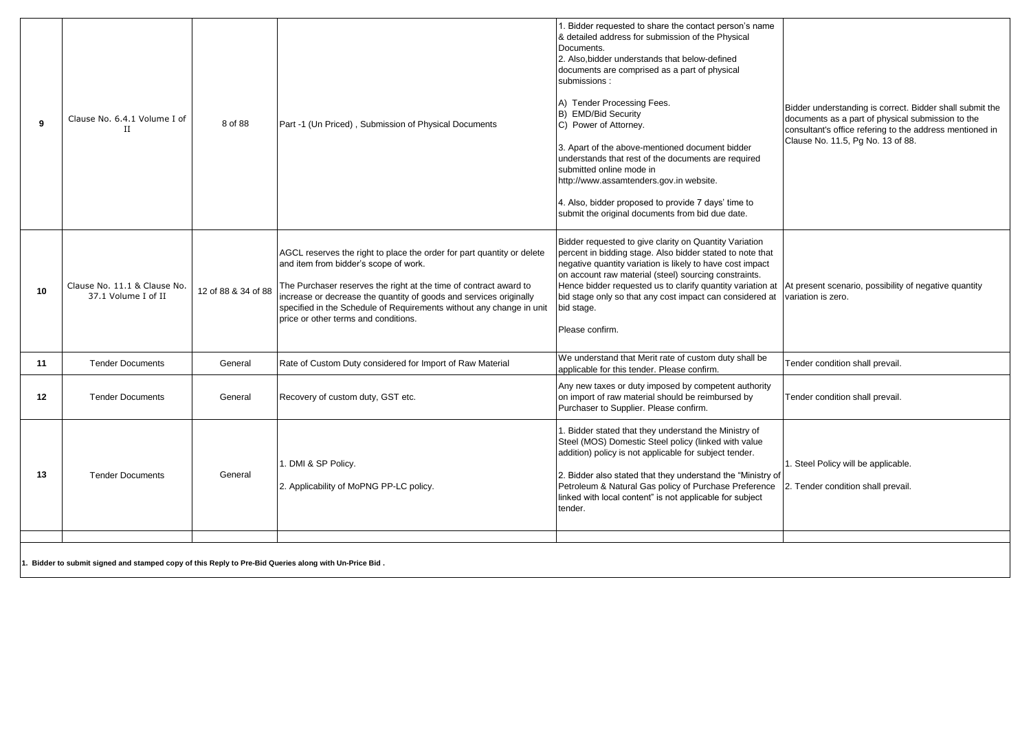| | | | | | |
|---|---|---|---|---|---|
| 9 | Clause No. 6.4.1 Volume I of II | 8 of 88 | Part -1 (Un Priced) , Submission of Physical Documents | 1. Bidder requested to share the contact person's name & detailed address for submission of the Physical Documents.<br>2. Also,bidder understands that below-defined documents are comprised as a part of physical submissions :<br><br>A) Tender Processing Fees.<br>B) EMD/Bid Security<br>C) Power of Attorney.<br><br>3. Apart of the above-mentioned document bidder understands that rest of the documents are required submitted online mode in http://www.assamtenders.gov.in website.<br><br>4. Also, bidder proposed to provide 7 days' time to submit the original documents from bid due date. | Bidder understanding is correct. Bidder shall submit the documents as a part of physical submission to the consultant's office refering to the address mentioned in Clause No. 11.5, Pg No. 13 of 88. |
| 10 | Clause No. 11.1 & Clause No. 37.1 Volume I of II | 12 of 88 & 34 of 88 | AGCL reserves the right to place the order for part quantity or delete and item from bidder's scope of work.<br><br>The Purchaser reserves the right at the time of contract award to increase or decrease the quantity of goods and services originally specified in the Schedule of Requirements without any change in unit price or other terms and conditions. | Bidder requested to give clarity on Quantity Variation percent in bidding stage. Also bidder stated to note that negative quantity variation is likely to have cost impact on account raw material (steel) sourcing constraints. Hence bidder requested us to clarify quantity variation at bid stage only so that any cost impact can considered at bid stage.<br><br>Please confirm. | At present scenario, possibility of negative quantity variation is zero. |
| 11 | Tender Documents | General | Rate of Custom Duty considered for Import of Raw Material | We understand that Merit rate of custom duty shall be applicable for this tender. Please confirm. | Tender condition shall prevail. |
| 12 | Tender Documents | General | Recovery of custom duty, GST etc. | Any new taxes or duty imposed by competent authority on import of raw material should be reimbursed by Purchaser to Supplier. Please confirm. | Tender condition shall prevail. |
| 13 | Tender Documents | General | 1. DMI & SP Policy.<br><br>2. Applicability of MoPNG PP-LC policy. | 1. Bidder stated that they understand the Ministry of Steel (MOS) Domestic Steel policy (linked with value addition) policy is not applicable for subject tender.<br><br>2. Bidder also stated that they understand the "Ministry of Petroleum & Natural Gas policy of Purchase Preference linked with local content" is not applicable for subject tender. | 1. Steel Policy will be applicable.<br><br>2. Tender condition shall prevail. |
| | | | | | |

**1. Bidder to submit signed and stamped copy of this Reply to Pre-Bid Queries along with Un-Price Bid .**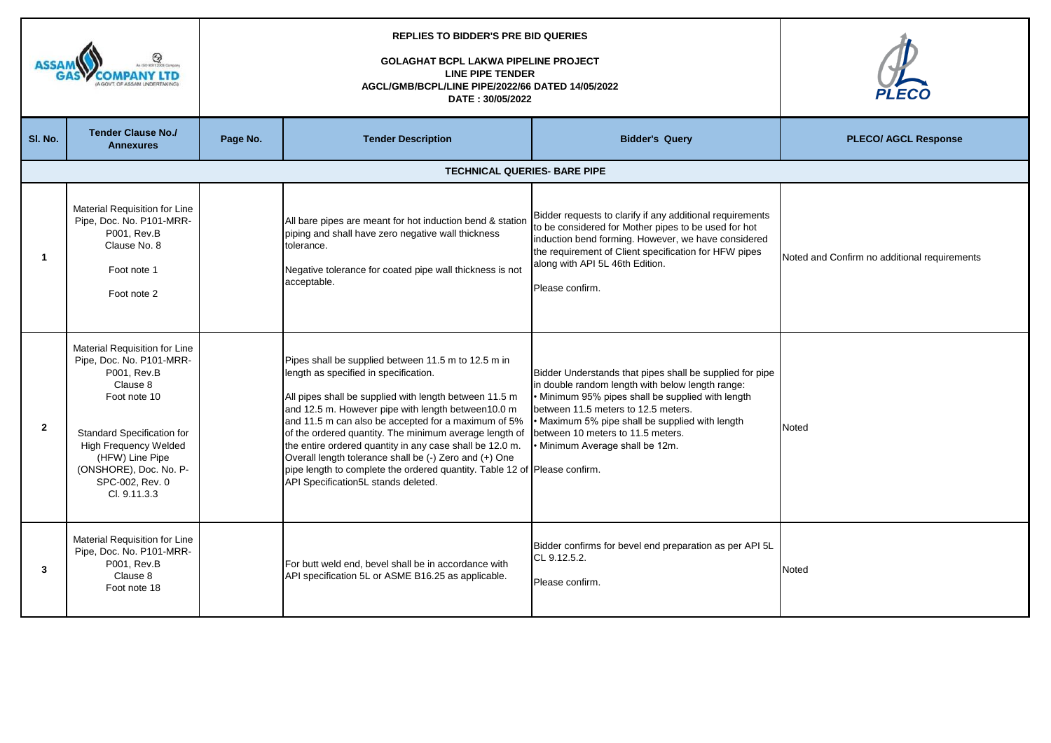**REPLIES TO BIDDER'S PRE BID QUERIES**

**GOLAGHAT BCPL LAKWA PIPELINE PROJECT**
**LINE PIPE TENDER**
**AGCL/GMB/BCPL/LINE PIPE/2022/66 DATED 14/05/2022**
**DATE : 30/05/2022**

| Sl. No. | Tender Clause No./ Annexures | Page No. | Tender Description | Bidder's Query | PLECO/ AGCL Response |
|---|---|---|---|---|---|
| **TECHNICAL QUERIES- BARE PIPE** | | | | | |
| 1 | Material Requisition for Line Pipe, Doc. No. P101-MRR-P001, Rev.B<br>Clause No. 8<br><br>Foot note 1<br><br>Foot note 2 | | All bare pipes are meant for hot induction bend & station piping and shall have zero negative wall thickness tolerance.<br><br>Negative tolerance for coated pipe wall thickness is not acceptable. | Bidder requests to clarify if any additional requirements to be considered for Mother pipes to be used for hot induction bend forming. However, we have considered the requirement of Client specification for HFW pipes along with API 5L 46th Edition.<br><br>Please confirm. | Noted and Confirm no additional requirements |
| 2 | Material Requisition for Line Pipe, Doc. No. P101-MRR-P001, Rev.B<br>Clause 8<br>Foot note 10<br><br>Standard Specification for High Frequency Welded (HFW) Line Pipe (ONSHORE), Doc. No. P-SPC-002, Rev. 0<br>Cl. 9.11.3.3 | | Pipes shall be supplied between 11.5 m to 12.5 m in length as specified in specification.<br><br>All pipes shall be supplied with length between 11.5 m and 12.5 m. However pipe with length between10.0 m and 11.5 m can also be accepted for a maximum of 5% of the ordered quantity. The minimum average length of the entire ordered quantity in any case shall be 12.0 m. Overall length tolerance shall be (-) Zero and (+) One pipe length to complete the ordered quantity. Table 12 of API Specification5L stands deleted. | Bidder Understands that pipes shall be supplied for pipe in double random length with below length range:<br>• Minimum 95% pipes shall be supplied with length between 11.5 meters to 12.5 meters.<br>• Maximum 5% pipe shall be supplied with length between 10 meters to 11.5 meters.<br>• Minimum Average shall be 12m.<br><br>Please confirm. | Noted |
| 3 | Material Requisition for Line Pipe, Doc. No. P101-MRR-P001, Rev.B<br>Clause 8<br>Foot note 18 | | For butt weld end, bevel shall be in accordance with API specification 5L or ASME B16.25 as applicable. | Bidder confirms for bevel end preparation as per API 5L CL 9.12.5.2.<br><br>Please confirm. | Noted |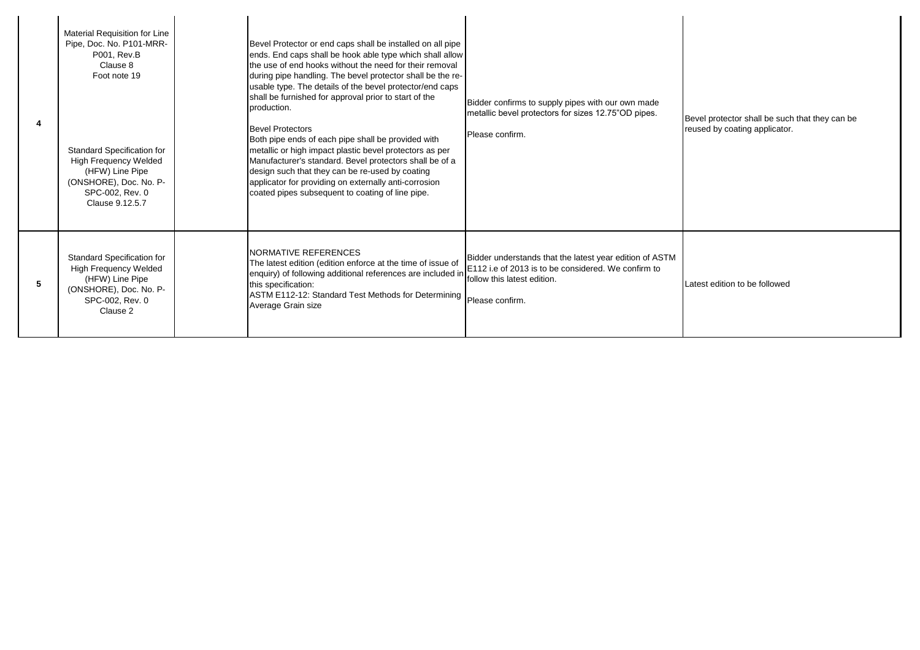| 4 | Material Requisition for Line Pipe, Doc. No. P101-MRR-P001, Rev.B Clause 8 Foot note 19<br><br>Standard Specification for High Frequency Welded (HFW) Line Pipe (ONSHORE), Doc. No. P-SPC-002, Rev. 0 Clause 9.12.5.7 | | Bevel Protector or end caps shall be installed on all pipe ends. End caps shall be hook able type which shall allow the use of end hooks without the need for their removal during pipe handling. The bevel protector shall be the re-usable type. The details of the bevel protector/end caps shall be furnished for approval prior to start of the production.<br><br>Bevel Protectors<br>Both pipe ends of each pipe shall be provided with metallic or high impact plastic bevel protectors as per Manufacturer's standard. Bevel protectors shall be of a design such that they can be re-used by coating applicator for providing on externally anti-corrosion coated pipes subsequent to coating of line pipe. | Bidder confirms to supply pipes with our own made metallic bevel protectors for sizes 12.75"OD pipes.<br><br>Please confirm. | Bevel protector shall be such that they can be reused by coating applicator. |
|---|---|---|---|---|---|
| 5 | Standard Specification for High Frequency Welded (HFW) Line Pipe (ONSHORE), Doc. No. P-SPC-002, Rev. 0 Clause 2 | | NORMATIVE REFERENCES<br>The latest edition (edition enforce at the time of issue of enquiry) of following additional references are included in this specification:<br>ASTM E112-12: Standard Test Methods for Determining Average Grain size | Bidder understands that the latest year edition of ASTM E112 i.e of 2013 is to be considered. We confirm to follow this latest edition.<br><br>Please confirm. | Latest edition to be followed |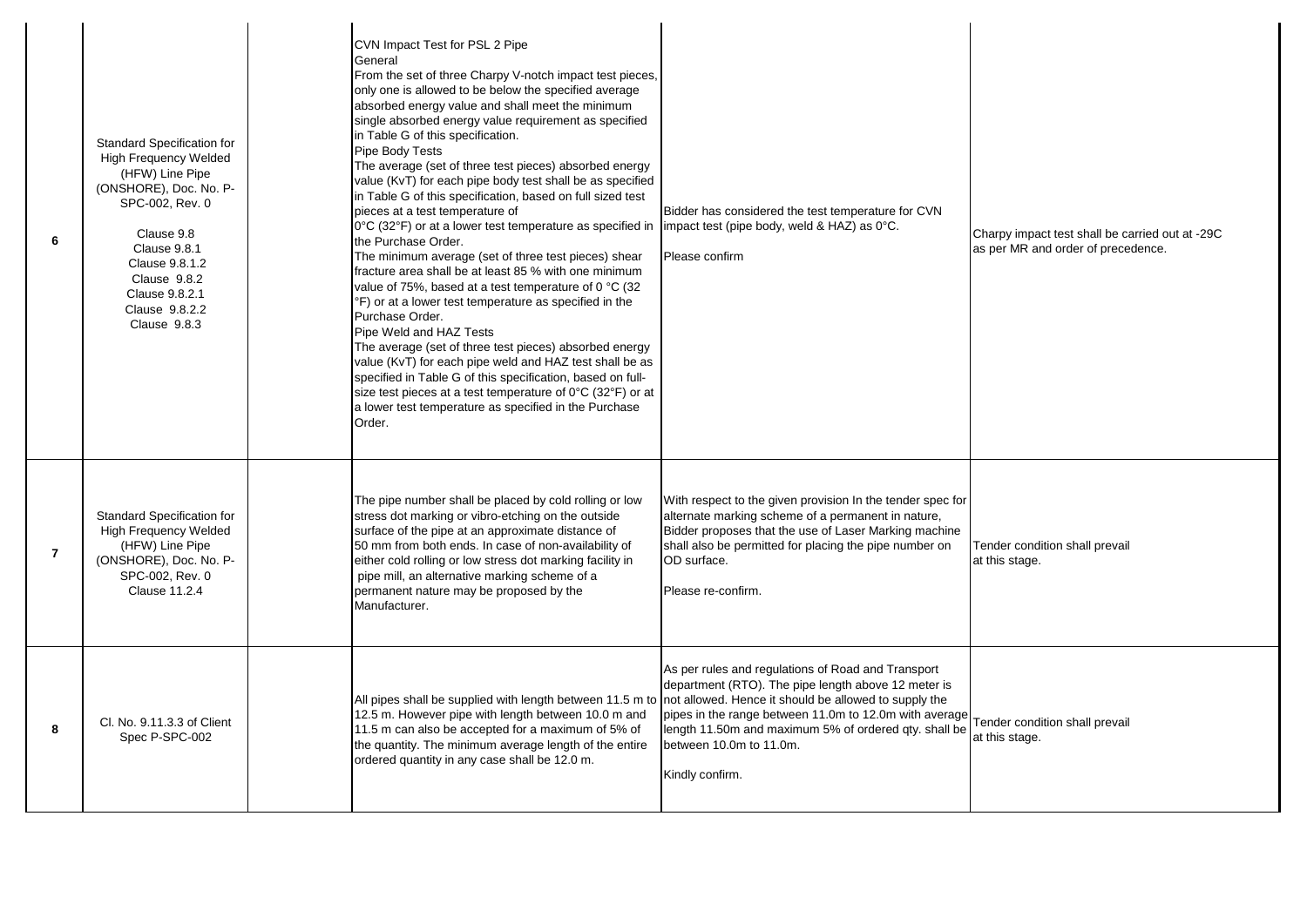| | | | | | |
|---|---|---|---|---|---|
| 6 | Standard Specification for High Frequency Welded (HFW) Line Pipe (ONSHORE), Doc. No. P-SPC-002, Rev. 0<br><br>Clause 9.8<br>Clause 9.8.1<br>Clause 9.8.1.2<br>Clause 9.8.2<br>Clause 9.8.2.1<br>Clause 9.8.2.2<br>Clause 9.8.3 | | CVN Impact Test for PSL 2 Pipe<br>General<br>From the set of three Charpy V-notch impact test pieces, only one is allowed to be below the specified average absorbed energy value and shall meet the minimum single absorbed energy value requirement as specified in Table G of this specification.<br>Pipe Body Tests<br>The average (set of three test pieces) absorbed energy value (KvT) for each pipe body test shall be as specified in Table G of this specification, based on full sized test pieces at a test temperature of<br>0°C (32°F) or at a lower test temperature as specified in the Purchase Order.<br>The minimum average (set of three test pieces) shear fracture area shall be at least 85 % with one minimum value of 75%, based at a test temperature of 0 °C (32 °F) or at a lower test temperature as specified in the Purchase Order.<br>Pipe Weld and HAZ Tests<br>The average (set of three test pieces) absorbed energy value (KvT) for each pipe weld and HAZ test shall be as specified in Table G of this specification, based on full-size test pieces at a test temperature of 0°C (32°F) or at a lower test temperature as specified in the Purchase Order. | Bidder has considered the test temperature for CVN impact test (pipe body, weld & HAZ) as 0°C.<br><br>Please confirm | Charpy impact test shall be carried out at -29C as per MR and order of precedence. |
| 7 | Standard Specification for High Frequency Welded (HFW) Line Pipe (ONSHORE), Doc. No. P-SPC-002, Rev. 0<br>Clause 11.2.4 | | The pipe number shall be placed by cold rolling or low stress dot marking or vibro-etching on the outside surface of the pipe at an approximate distance of 50 mm from both ends. In case of non-availability of either cold rolling or low stress dot marking facility in pipe mill, an alternative marking scheme of a permanent nature may be proposed by the Manufacturer. | With respect to the given provision In the tender spec for alternate marking scheme of a permanent in nature, Bidder proposes that the use of Laser Marking machine shall also be permitted for placing the pipe number on OD surface.<br><br>Please re-confirm. | Tender condition shall prevail at this stage. |
| 8 | Cl. No. 9.11.3.3 of Client Spec P-SPC-002 | | All pipes shall be supplied with length between 11.5 m to 12.5 m. However pipe with length between 10.0 m and 11.5 m can also be accepted for a maximum of 5% of the quantity. The minimum average length of the entire ordered quantity in any case shall be 12.0 m. | As per rules and regulations of Road and Transport department (RTO). The pipe length above 12 meter is not allowed. Hence it should be allowed to supply the pipes in the range between 11.0m to 12.0m with average length 11.50m and maximum 5% of ordered qty. shall be between 10.0m to 11.0m.<br><br>Kindly confirm. | Tender condition shall prevail at this stage. |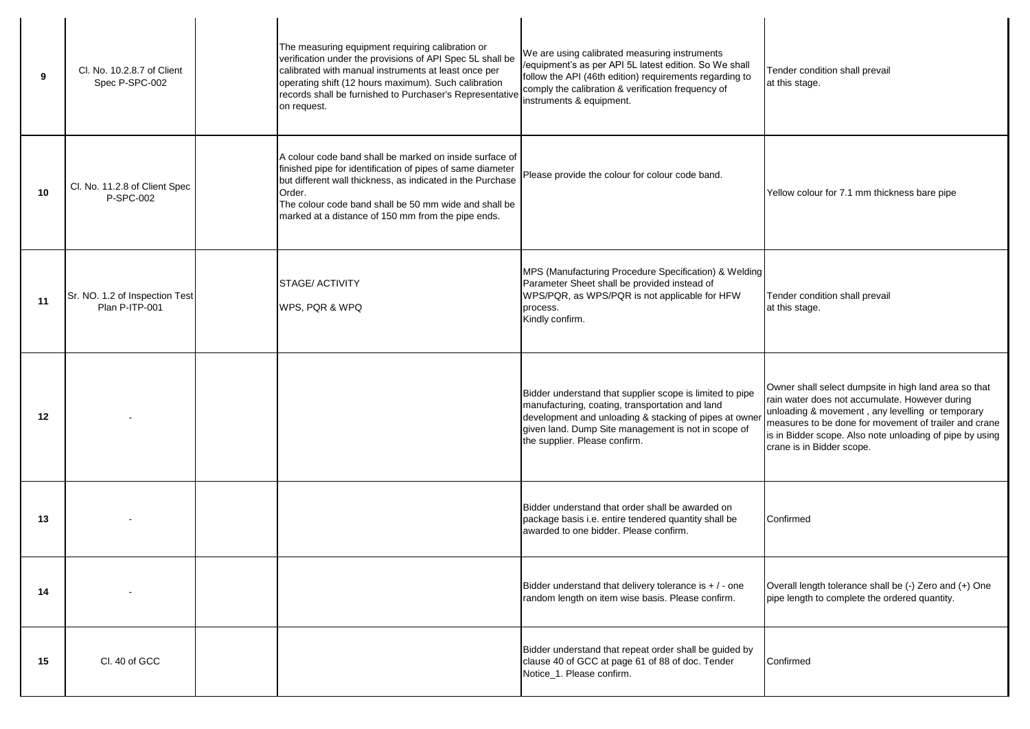| | | | | | |
|---|---|---|---|---|---|
| 9 | Cl. No. 10.2.8.7 of Client Spec P-SPC-002 | | The measuring equipment requiring calibration or verification under the provisions of API Spec 5L shall be calibrated with manual instruments at least once per operating shift (12 hours maximum). Such calibration records shall be furnished to Purchaser's Representative on request. | We are using calibrated measuring instruments /equipment's as per API 5L latest edition. So We shall follow the API (46th edition) requirements regarding to comply the calibration & verification frequency of instruments & equipment. | Tender condition shall prevail at this stage. |
| 10 | Cl. No. 11.2.8 of Client Spec P-SPC-002 | | A colour code band shall be marked on inside surface of finished pipe for identification of pipes of same diameter but different wall thickness, as indicated in the Purchase Order.<br>The colour code band shall be 50 mm wide and shall be marked at a distance of 150 mm from the pipe ends. | Please provide the colour for colour code band. | Yellow colour for 7.1 mm thickness bare pipe |
| 11 | Sr. NO. 1.2 of Inspection Test Plan P-ITP-001 | | STAGE/ ACTIVITY<br><br>WPS, PQR & WPQ | MPS (Manufacturing Procedure Specification) & Welding Parameter Sheet shall be provided instead of WPS/PQR, as WPS/PQR is not applicable for HFW process.<br>Kindly confirm. | Tender condition shall prevail at this stage. |
| 12 | - | | | Bidder understand that supplier scope is limited to pipe manufacturing, coating, transportation and land development and unloading & stacking of pipes at owner given land. Dump Site management is not in scope of the supplier. Please confirm. | Owner shall select dumpsite in high land area so that rain water does not accumulate. However during unloading & movement , any levelling or temporary measures to be done for movement of trailer and crane is in Bidder scope. Also note unloading of pipe by using crane is in Bidder scope. |
| 13 | - | | | Bidder understand that order shall be awarded on package basis i.e. entire tendered quantity shall be awarded to one bidder. Please confirm. | Confirmed |
| 14 | - | | | Bidder understand that delivery tolerance is + / - one random length on item wise basis. Please confirm. | Overall length tolerance shall be (-) Zero and (+) One pipe length to complete the ordered quantity. |
| 15 | Cl. 40 of GCC | | | Bidder understand that repeat order shall be guided by clause 40 of GCC at page 61 of 88 of doc. Tender Notice_1. Please confirm. | Confirmed |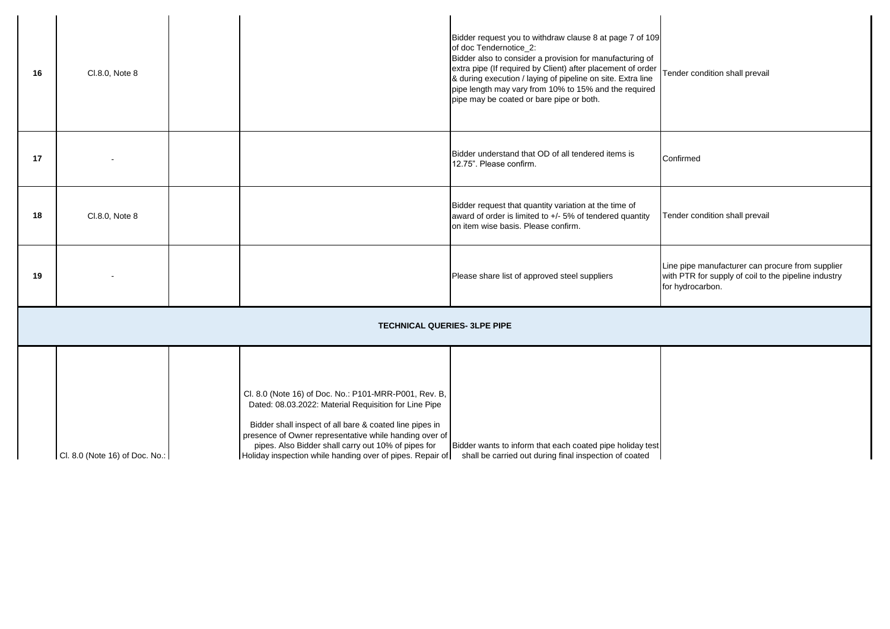| | | | | | |
|---|---|---|---|---|---|
| 16 | Cl.8.0, Note 8 | | | Bidder request you to withdraw clause 8 at page 7 of 109 of doc Tendernotice_2:<br>Bidder also to consider a provision for manufacturing of extra pipe (If required by Client) after placement of order & during execution / laying of pipeline on site. Extra line pipe length may vary from 10% to 15% and the required pipe may be coated or bare pipe or both. | Tender condition shall prevail |
| 17 | - | | | Bidder understand that OD of all tendered items is 12.75". Please confirm. | Confirmed |
| 18 | Cl.8.0, Note 8 | | | Bidder request that quantity variation at the time of award of order is limited to +/- 5% of tendered quantity on item wise basis. Please confirm. | Tender condition shall prevail |
| 19 | - | | | Please share list of approved steel suppliers | Line pipe manufacturer can procure from supplier with PTR for supply of coil to the pipeline industry for hydrocarbon. |
| **TECHNICAL QUERIES- 3LPE PIPE** | | | | | |
| | Cl. 8.0 (Note 16) of Doc. No.: | | Cl. 8.0 (Note 16) of Doc. No.: P101-MRR-P001, Rev. B, Dated: 08.03.2022: Material Requisition for Line Pipe<br>Bidder shall inspect of all bare & coated line pipes in presence of Owner representative while handing over of pipes. Also Bidder shall carry out 10% of pipes for Holiday inspection while handing over of pipes. Repair of | Bidder wants to inform that each coated pipe holiday test shall be carried out during final inspection of coated | |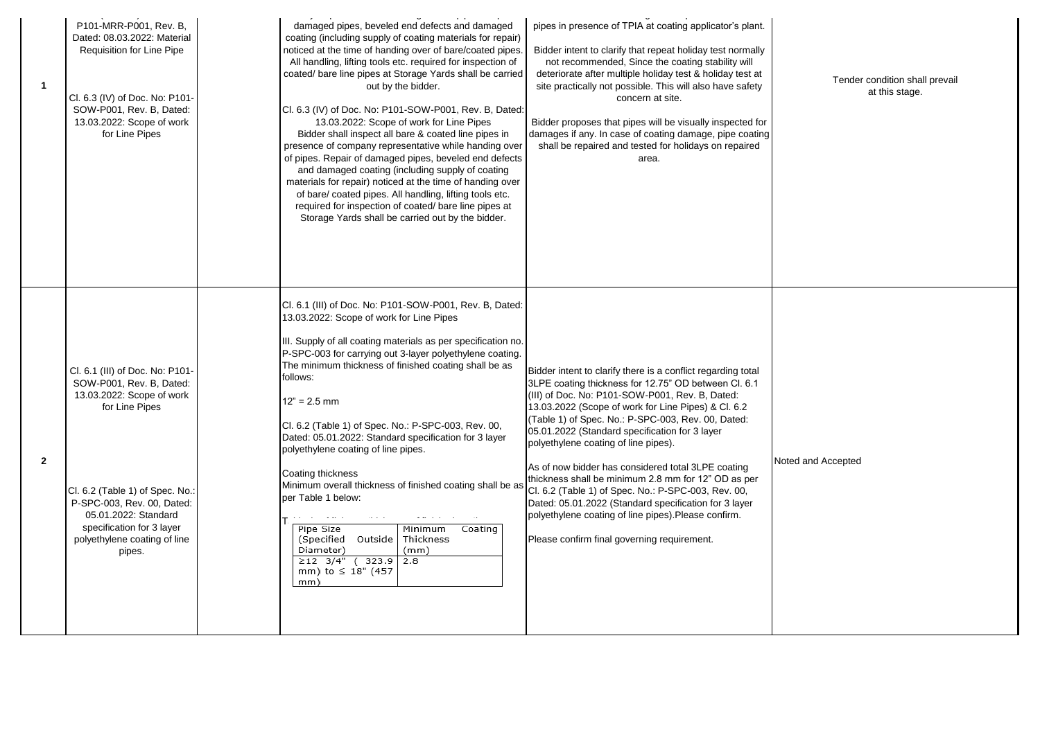| | | | | | |
|---|---|---|---|---|---|
| 1 | P101-MRR-P001, Rev. B, Dated: 08.03.2022: Material Requisition for Line Pipe<br><br>Cl. 6.3 (IV) of Doc. No: P101-SOW-P001, Rev. B, Dated: 13.03.2022: Scope of work for Line Pipes | | damaged pipes, beveled end defects and damaged coating (including supply of coating materials for repair) noticed at the time of handing over of bare/coated pipes. All handling, lifting tools etc. required for inspection of coated/ bare line pipes at Storage Yards shall be carried out by the bidder.<br><br>Cl. 6.3 (IV) of Doc. No: P101-SOW-P001, Rev. B, Dated: 13.03.2022: Scope of work for Line Pipes<br>Bidder shall inspect all bare & coated line pipes in presence of company representative while handing over of pipes. Repair of damaged pipes, beveled end defects and damaged coating (including supply of coating materials for repair) noticed at the time of handing over of bare/ coated pipes. All handling, lifting tools etc. required for inspection of coated/ bare line pipes at Storage Yards shall be carried out by the bidder. | pipes in presence of TPIA at coating applicator's plant.<br><br>Bidder intent to clarify that repeat holiday test normally not recommended, Since the coating stability will deteriorate after multiple holiday test & holiday test at site practically not possible. This will also have safety concern at site.<br><br>Bidder proposes that pipes will be visually inspected for damages if any. In case of coating damage, pipe coating shall be repaired and tested for holidays on repaired area. | Tender condition shall prevail at this stage. |
| 2 | Cl. 6.1 (III) of Doc. No: P101-SOW-P001, Rev. B, Dated: 13.03.2022: Scope of work for Line Pipes<br><br>Cl. 6.2 (Table 1) of Spec. No.: P-SPC-003, Rev. 00, Dated: 05.01.2022: Standard specification for 3 layer polyethylene coating of line pipes. | | Cl. 6.1 (III) of Doc. No: P101-SOW-P001, Rev. B, Dated: 13.03.2022: Scope of work for Line Pipes<br><br>III. Supply of all coating materials as per specification no. P-SPC-003 for carrying out 3-layer polyethylene coating. The minimum thickness of finished coating shall be as follows:<br><br>12" = 2.5 mm<br><br>Cl. 6.2 (Table 1) of Spec. No.: P-SPC-003, Rev. 00, Dated: 05.01.2022: Standard specification for 3 layer polyethylene coating of line pipes.<br><br>Coating thickness<br>Minimum overall thickness of finished coating shall be as per Table 1 below:<br><br>Pipe Size (Specified Outside Diameter): ≥12 3/4" ( 323.9 mm) to ≤ 18" (457 mm) — Minimum Coating Thickness (mm): 2.8 | Bidder intent to clarify there is a conflict regarding total 3LPE coating thickness for 12.75" OD between Cl. 6.1 (III) of Doc. No: P101-SOW-P001, Rev. B, Dated: 13.03.2022 (Scope of work for Line Pipes) & Cl. 6.2 (Table 1) of Spec. No.: P-SPC-003, Rev. 00, Dated: 05.01.2022 (Standard specification for 3 layer polyethylene coating of line pipes).<br><br>As of now bidder has considered total 3LPE coating thickness shall be minimum 2.8 mm for 12" OD as per Cl. 6.2 (Table 1) of Spec. No.: P-SPC-003, Rev. 00, Dated: 05.01.2022 (Standard specification for 3 layer polyethylene coating of line pipes).Please confirm.<br><br>Please confirm final governing requirement. | Noted and Accepted |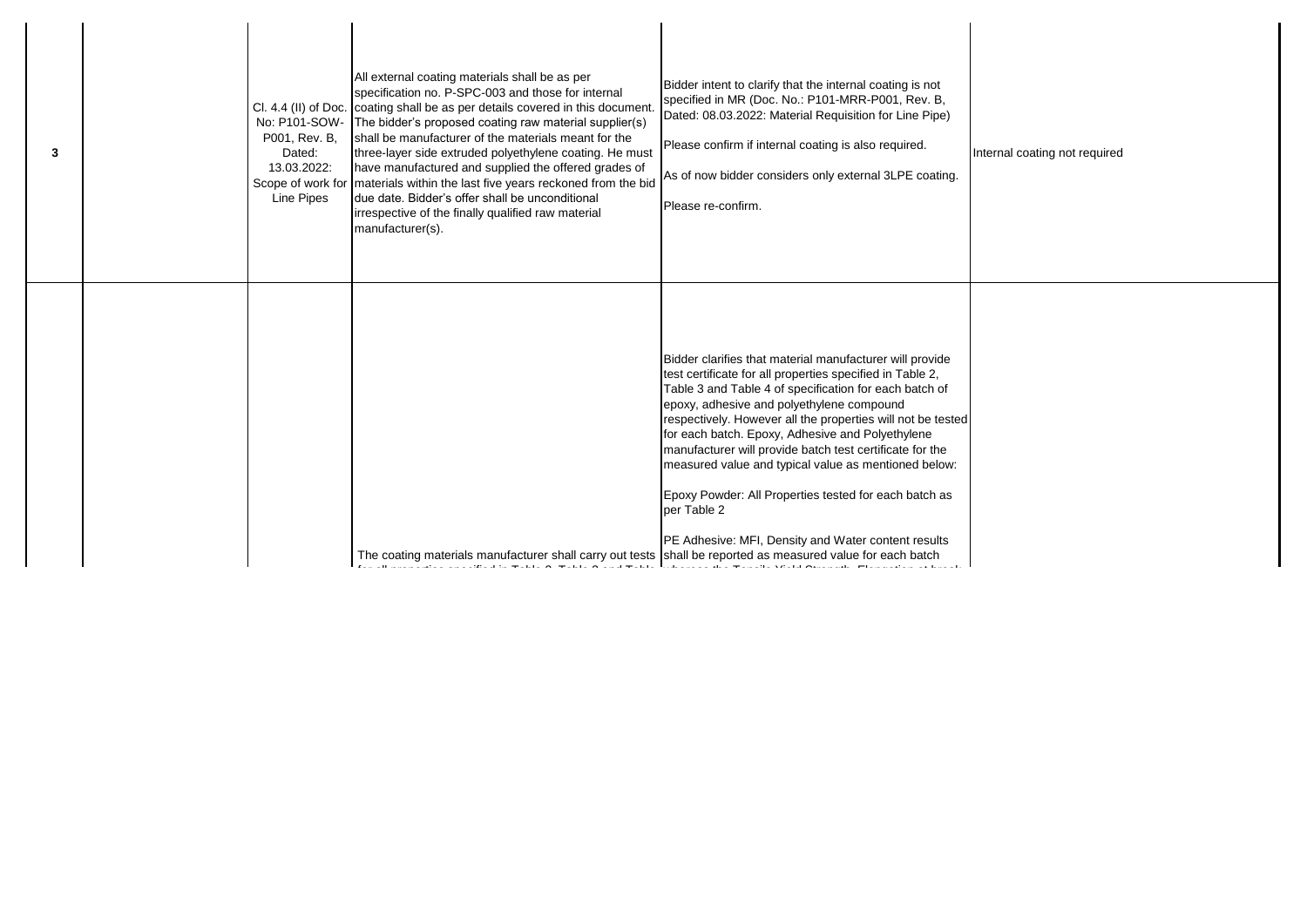| | | | | | |
|---|---|---|---|---|---|
| 3 | | Cl. 4.4 (II) of Doc. No: P101-SOW-P001, Rev. B, Dated: 13.03.2022: Scope of work for Line Pipes | All external coating materials shall be as per specification no. P-SPC-003 and those for internal coating shall be as per details covered in this document. The bidder's proposed coating raw material supplier(s) shall be manufacturer of the materials meant for the three-layer side extruded polyethylene coating. He must have manufactured and supplied the offered grades of materials within the last five years reckoned from the bid due date. Bidder's offer shall be unconditional irrespective of the finally qualified raw material manufacturer(s). | Bidder intent to clarify that the internal coating is not specified in MR (Doc. No.: P101-MRR-P001, Rev. B, Dated: 08.03.2022: Material Requisition for Line Pipe)<br><br>Please confirm if internal coating is also required.<br><br>As of now bidder considers only external 3LPE coating.<br><br>Please re-confirm. | Internal coating not required |
| | | | The coating materials manufacturer shall carry out tests | Bidder clarifies that material manufacturer will provide test certificate for all properties specified in Table 2, Table 3 and Table 4 of specification for each batch of epoxy, adhesive and polyethylene compound respectively. However all the properties will not be tested for each batch. Epoxy, Adhesive and Polyethylene manufacturer will provide batch test certificate for the measured value and typical value as mentioned below:<br><br>Epoxy Powder: All Properties tested for each batch as per Table 2<br><br>PE Adhesive: MFI, Density and Water content results shall be reported as measured value for each batch | |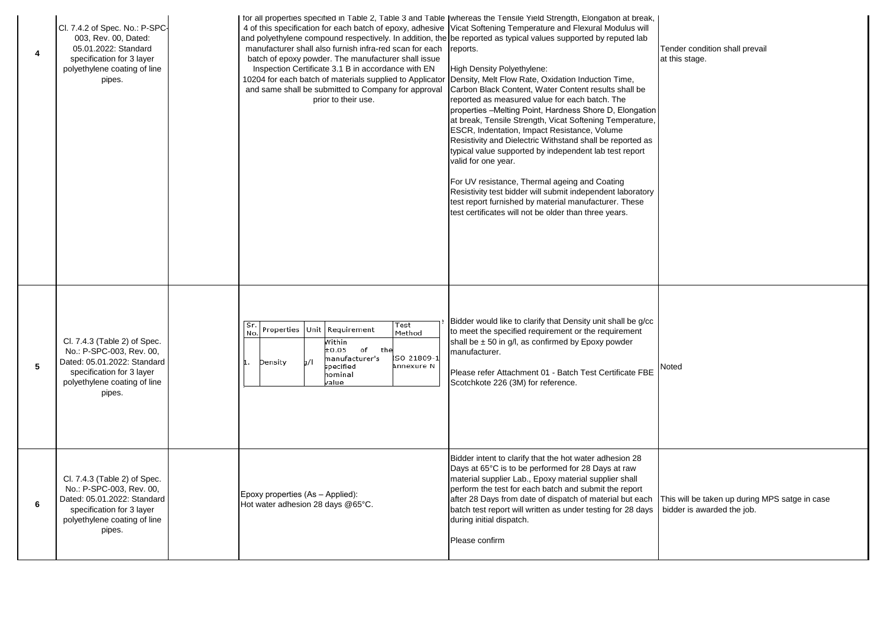| | | | | | |
|---|---|---|---|---|---|
| 4 | Cl. 7.4.2 of Spec. No.: P-SPC-003, Rev. 00, Dated: 05.01.2022: Standard specification for 3 layer polyethylene coating of line pipes. | | for all properties specified in Table 2, Table 3 and Table 4 of this specification for each batch of epoxy, adhesive and polyethylene compound respectively. In addition, the manufacturer shall also furnish infra-red scan for each batch of epoxy powder. The manufacturer shall issue Inspection Certificate 3.1 B in accordance with EN 10204 for each batch of materials supplied to Applicator and same shall be submitted to Company for approval prior to their use. | whereas the Tensile Yield Strength, Elongation at break, Vicat Softening Temperature and Flexural Modulus will be reported as typical values supported by reputed lab reports.<br><br>High Density Polyethylene:<br>Density, Melt Flow Rate, Oxidation Induction Time, Carbon Black Content, Water Content results shall be reported as measured value for each batch. The properties –Melting Point, Hardness Shore D, Elongation at break, Tensile Strength, Vicat Softening Temperature, ESCR, Indentation, Impact Resistance, Volume Resistivity and Dielectric Withstand shall be reported as typical value supported by independent lab test report valid for one year.<br><br>For UV resistance, Thermal ageing and Coating Resistivity test bidder will submit independent laboratory test report furnished by material manufacturer. These test certificates will not be older than three years. | Tender condition shall prevail at this stage. |
| 5 | Cl. 7.4.3 (Table 2) of Spec. No.: P-SPC-003, Rev. 00, Dated: 05.01.2022: Standard specification for 3 layer polyethylene coating of line pipes. | | Sr. No. / Properties / Unit / Requirement / Test Method<br>1. / Density / g/l / Within ±0.05 of the manufacturer's specified nominal value / ISO 21809-1 Annexure N | Bidder would like to clarify that Density unit shall be g/cc to meet the specified requirement or the requirement shall be ± 50 in g/l, as confirmed by Epoxy powder manufacturer.<br><br>Please refer Attachment 01 - Batch Test Certificate FBE Scotchkote 226 (3M) for reference. | Noted |
| 6 | Cl. 7.4.3 (Table 2) of Spec. No.: P-SPC-003, Rev. 00, Dated: 05.01.2022: Standard specification for 3 layer polyethylene coating of line pipes. | | Epoxy properties (As – Applied):<br>Hot water adhesion 28 days @65°C. | Bidder intent to clarify that the hot water adhesion 28 Days at 65°C is to be performed for 28 Days at raw material supplier Lab., Epoxy material supplier shall perform the test for each batch and submit the report after 28 Days from date of dispatch of material but each batch test report will written as under testing for 28 days during initial dispatch.<br><br>Please confirm | This will be taken up during MPS satge in case bidder is awarded the job. |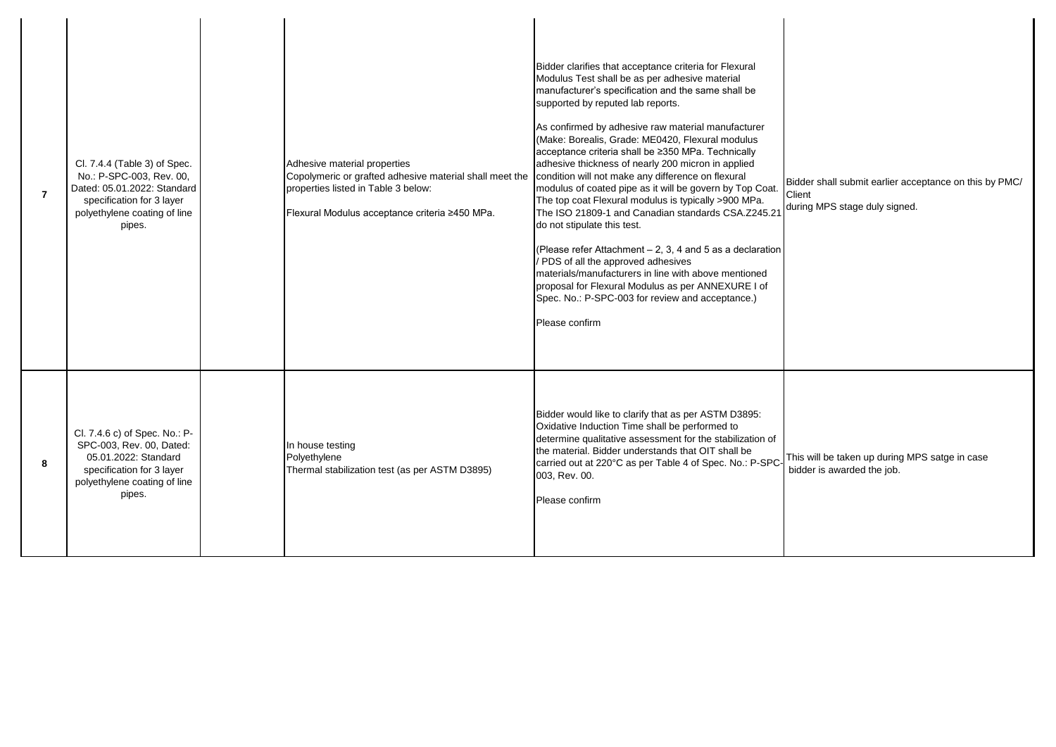| | | | | | |
|---|---|---|---|---|---|
| 7 | Cl. 7.4.4 (Table 3) of Spec. No.: P-SPC-003, Rev. 00, Dated: 05.01.2022: Standard specification for 3 layer polyethylene coating of line pipes. | | Adhesive material properties<br>Copolymeric or grafted adhesive material shall meet the properties listed in Table 3 below:<br><br>Flexural Modulus acceptance criteria ≥450 MPa. | Bidder clarifies that acceptance criteria for Flexural Modulus Test shall be as per adhesive material manufacturer's specification and the same shall be supported by reputed lab reports.<br><br>As confirmed by adhesive raw material manufacturer (Make: Borealis, Grade: ME0420, Flexural modulus acceptance criteria shall be ≥350 MPa. Technically adhesive thickness of nearly 200 micron in applied condition will not make any difference on flexural modulus of coated pipe as it will be govern by Top Coat. The top coat Flexural modulus is typically >900 MPa. The ISO 21809-1 and Canadian standards CSA.Z245.21 do not stipulate this test.<br><br>(Please refer Attachment – 2, 3, 4 and 5 as a declaration / PDS of all the approved adhesives materials/manufacturers in line with above mentioned proposal for Flexural Modulus as per ANNEXURE I of Spec. No.: P-SPC-003 for review and acceptance.)<br><br>Please confirm | Bidder shall submit earlier acceptance on this by PMC/ Client<br>during MPS stage duly signed. |
| 8 | Cl. 7.4.6 c) of Spec. No.: P-SPC-003, Rev. 00, Dated: 05.01.2022: Standard specification for 3 layer polyethylene coating of line pipes. | | In house testing<br>Polyethylene<br>Thermal stabilization test (as per ASTM D3895) | Bidder would like to clarify that as per ASTM D3895: Oxidative Induction Time shall be performed to determine qualitative assessment for the stabilization of the material. Bidder understands that OIT shall be carried out at 220°C as per Table 4 of Spec. No.: P-SPC-003, Rev. 00.<br><br>Please confirm | This will be taken up during MPS satge in case bidder is awarded the job. |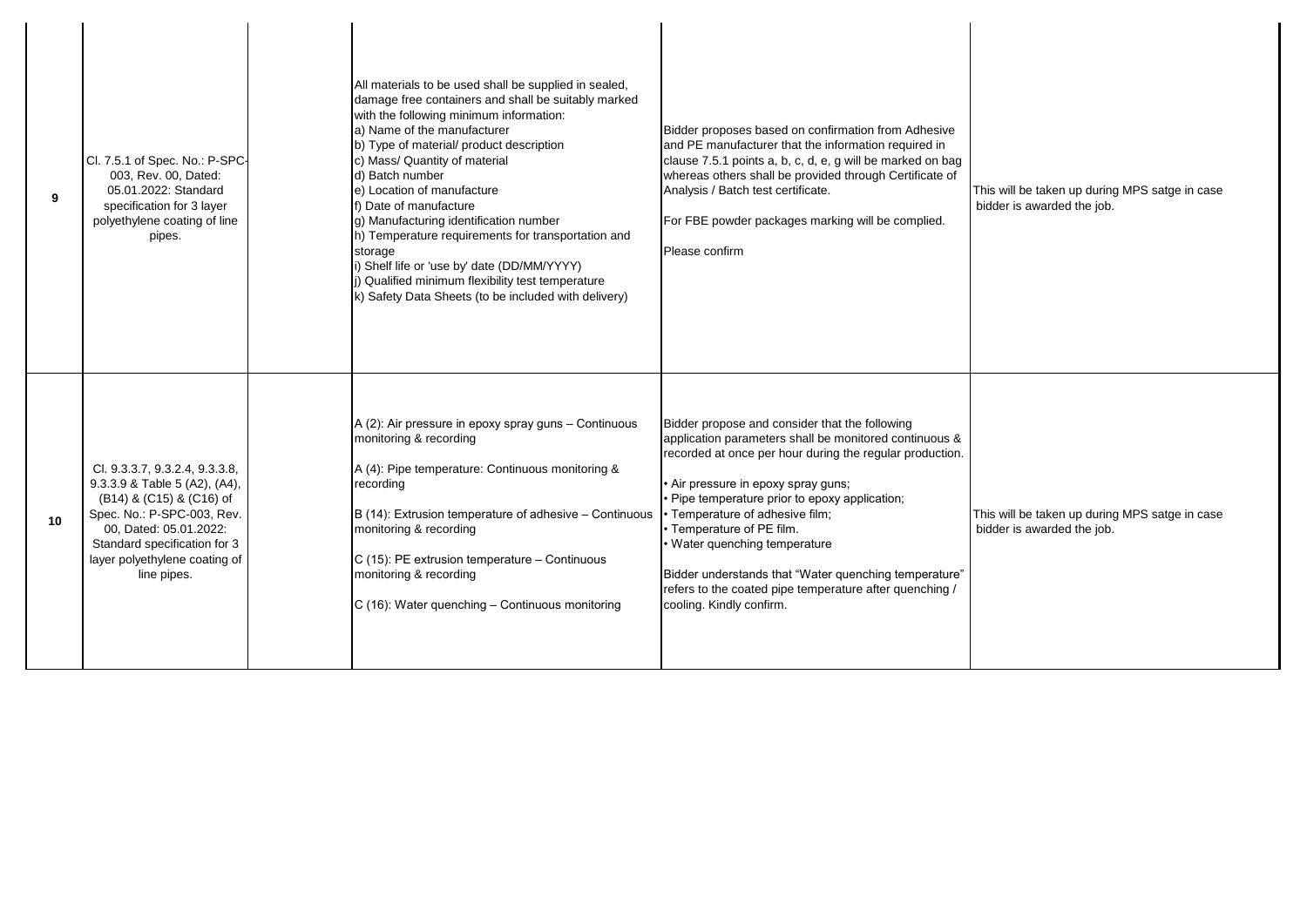| | | | | | |
|---|---|---|---|---|---|
| 9 | Cl. 7.5.1 of Spec. No.: P-SPC-003, Rev. 00, Dated: 05.01.2022: Standard specification for 3 layer polyethylene coating of line pipes. | | All materials to be used shall be supplied in sealed, damage free containers and shall be suitably marked with the following minimum information:<br>a) Name of the manufacturer<br>b) Type of material/ product description<br>c) Mass/ Quantity of material<br>d) Batch number<br>e) Location of manufacture<br>f) Date of manufacture<br>g) Manufacturing identification number<br>h) Temperature requirements for transportation and storage<br>i) Shelf life or 'use by' date (DD/MM/YYYY)<br>j) Qualified minimum flexibility test temperature<br>k) Safety Data Sheets (to be included with delivery) | Bidder proposes based on confirmation from Adhesive and PE manufacturer that the information required in clause 7.5.1 points a, b, c, d, e, g will be marked on bag whereas others shall be provided through Certificate of Analysis / Batch test certificate.<br><br>For FBE powder packages marking will be complied.<br><br>Please confirm | This will be taken up during MPS satge in case bidder is awarded the job. |
| 10 | Cl. 9.3.3.7, 9.3.2.4, 9.3.3.8, 9.3.3.9 & Table 5 (A2), (A4), (B14) & (C15) & (C16) of Spec. No.: P-SPC-003, Rev. 00, Dated: 05.01.2022: Standard specification for 3 layer polyethylene coating of line pipes. | | A (2): Air pressure in epoxy spray guns – Continuous monitoring & recording<br><br>A (4): Pipe temperature: Continuous monitoring & recording<br><br>B (14): Extrusion temperature of adhesive – Continuous monitoring & recording<br><br>C (15): PE extrusion temperature – Continuous monitoring & recording<br><br>C (16): Water quenching – Continuous monitoring | Bidder propose and consider that the following application parameters shall be monitored continuous & recorded at once per hour during the regular production.<br><br>• Air pressure in epoxy spray guns;<br>• Pipe temperature prior to epoxy application;<br>• Temperature of adhesive film;<br>• Temperature of PE film.<br>• Water quenching temperature<br><br>Bidder understands that "Water quenching temperature" refers to the coated pipe temperature after quenching / cooling. Kindly confirm. | This will be taken up during MPS satge in case bidder is awarded the job. |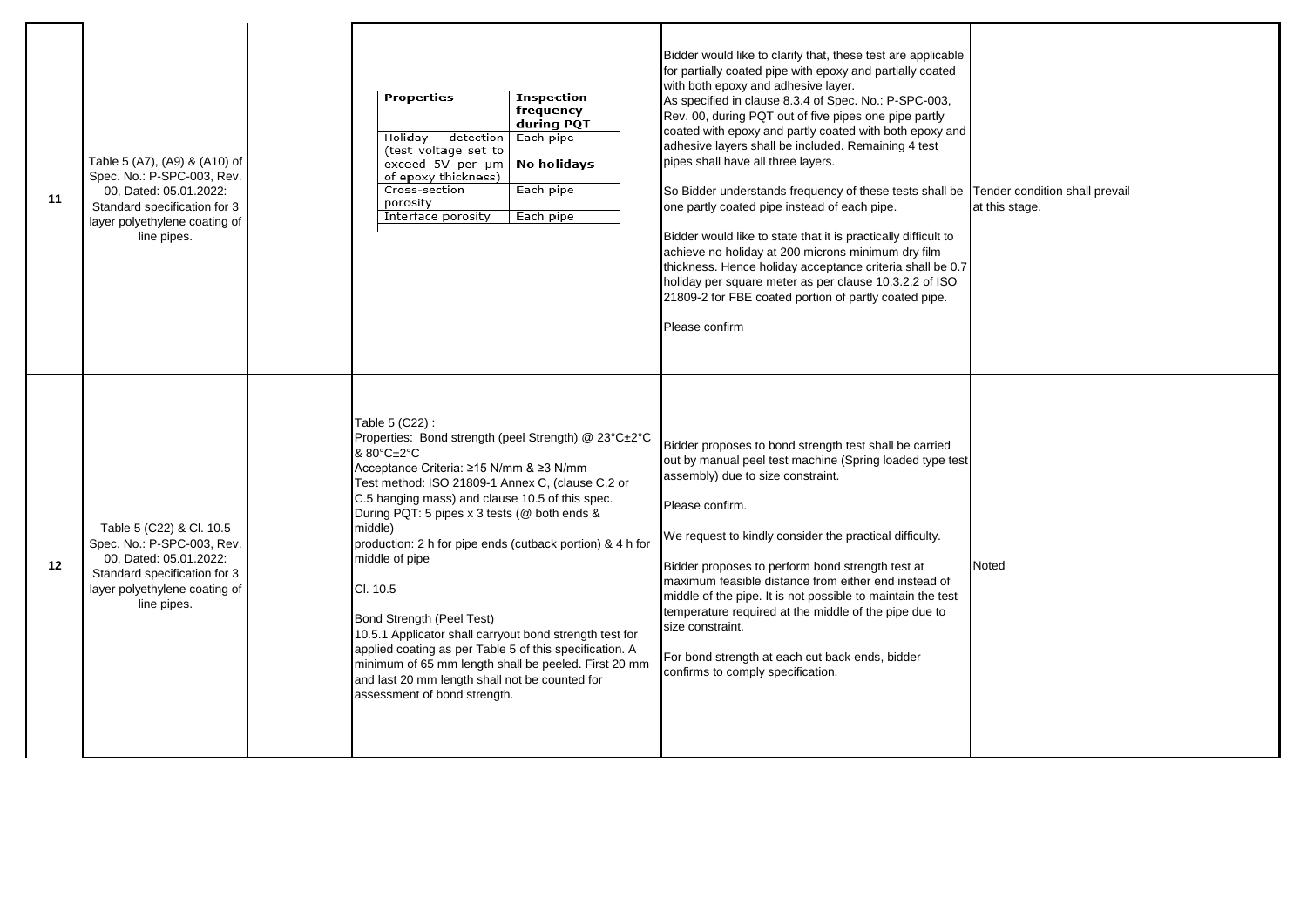| | | | | | |
|---|---|---|---|---|---|
| 11 | Table 5 (A7), (A9) & (A10) of Spec. No.: P-SPC-003, Rev. 00, Dated: 05.01.2022: Standard specification for 3 layer polyethylene coating of line pipes. | | **Properties** / **Inspection frequency during PQT**<br>Holiday detection (test voltage set to exceed 5V per µm of epoxy thickness) – Each pipe – **No holidays**<br>Cross-section porosity – Each pipe<br>Interface porosity – Each pipe | Bidder would like to clarify that, these test are applicable for partially coated pipe with epoxy and partially coated with both epoxy and adhesive layer.<br>As specified in clause 8.3.4 of Spec. No.: P-SPC-003, Rev. 00, during PQT out of five pipes one pipe partly coated with epoxy and partly coated with both epoxy and adhesive layers shall be included. Remaining 4 test pipes shall have all three layers.<br><br>So Bidder understands frequency of these tests shall be one partly coated pipe instead of each pipe.<br><br>Bidder would like to state that it is practically difficult to achieve no holiday at 200 microns minimum dry film thickness. Hence holiday acceptance criteria shall be 0.7 holiday per square meter as per clause 10.3.2.2 of ISO 21809-2 for FBE coated portion of partly coated pipe.<br><br>Please confirm | Tender condition shall prevail at this stage. |
| 12 | Table 5 (C22) & Cl. 10.5 Spec. No.: P-SPC-003, Rev. 00, Dated: 05.01.2022: Standard specification for 3 layer polyethylene coating of line pipes. | | Table 5 (C22) :<br>Properties: Bond strength (peel Strength) @ 23°C±2°C & 80°C±2°C<br>Acceptance Criteria: ≥15 N/mm & ≥3 N/mm<br>Test method: ISO 21809-1 Annex C, (clause C.2 or C.5 hanging mass) and clause 10.5 of this spec.<br>During PQT: 5 pipes x 3 tests (@ both ends & middle)<br>production: 2 h for pipe ends (cutback portion) & 4 h for middle of pipe<br><br>Cl. 10.5<br><br>Bond Strength (Peel Test)<br>10.5.1 Applicator shall carryout bond strength test for applied coating as per Table 5 of this specification. A minimum of 65 mm length shall be peeled. First 20 mm and last 20 mm length shall not be counted for assessment of bond strength. | Bidder proposes to bond strength test shall be carried out by manual peel test machine (Spring loaded type test assembly) due to size constraint.<br><br>Please confirm.<br><br>We request to kindly consider the practical difficulty.<br><br>Bidder proposes to perform bond strength test at maximum feasible distance from either end instead of middle of the pipe. It is not possible to maintain the test temperature required at the middle of the pipe due to size constraint.<br><br>For bond strength at each cut back ends, bidder confirms to comply specification. | Noted |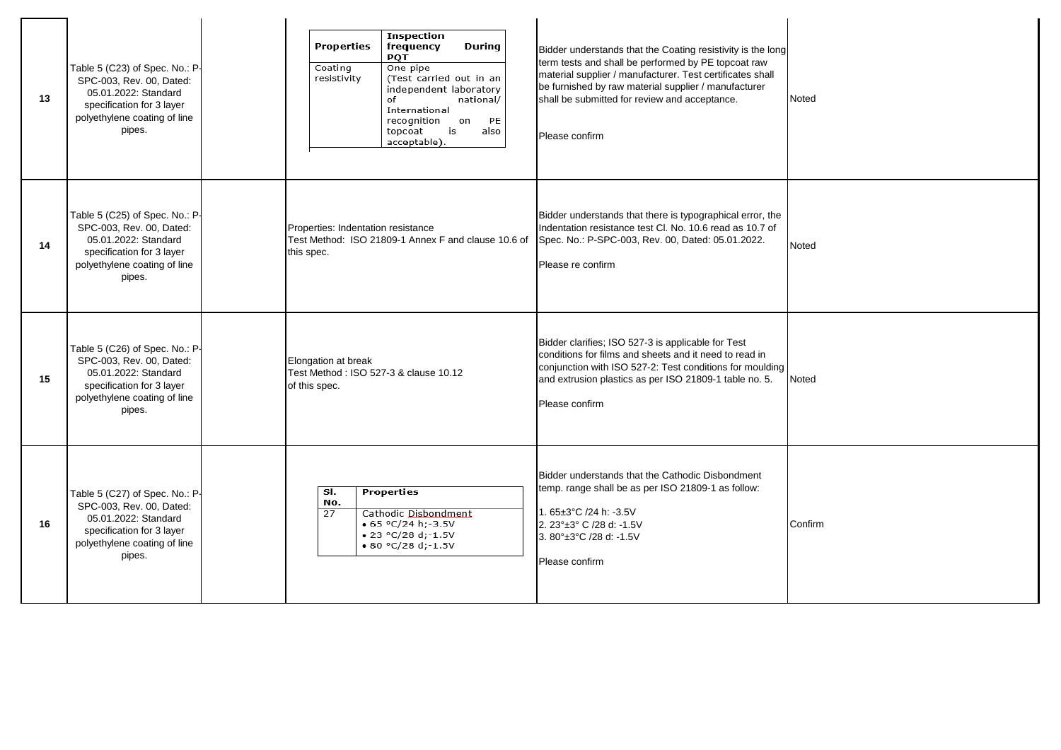| | | | | | |
|---|---|---|---|---|---|
| 13 | Table 5 (C23) of Spec. No.: P-SPC-003, Rev. 00, Dated: 05.01.2022: Standard specification for 3 layer polyethylene coating of line pipes. | | **Properties**: Coating resistivity<br>**Inspection frequency During PQT**: One pipe (Test carried out in an independent laboratory of national/ International recognition on PE topcoat is also acceptable). | Bidder understands that the Coating resistivity is the long term tests and shall be performed by PE topcoat raw material supplier / manufacturer. Test certificates shall be furnished by raw material supplier / manufacturer shall be submitted for review and acceptance.<br><br>Please confirm | Noted |
| 14 | Table 5 (C25) of Spec. No.: P-SPC-003, Rev. 00, Dated: 05.01.2022: Standard specification for 3 layer polyethylene coating of line pipes. | | Properties: Indentation resistance<br>Test Method: ISO 21809-1 Annex F and clause 10.6 of this spec. | Bidder understands that there is typographical error, the Indentation resistance test Cl. No. 10.6 read as 10.7 of Spec. No.: P-SPC-003, Rev. 00, Dated: 05.01.2022.<br><br>Please re confirm | Noted |
| 15 | Table 5 (C26) of Spec. No.: P-SPC-003, Rev. 00, Dated: 05.01.2022: Standard specification for 3 layer polyethylene coating of line pipes. | | Elongation at break<br>Test Method : ISO 527-3 & clause 10.12 of this spec. | Bidder clarifies; ISO 527-3 is applicable for Test conditions for films and sheets and it need to read in conjunction with ISO 527-2: Test conditions for moulding and extrusion plastics as per ISO 21809-1 table no. 5.<br><br>Please confirm | Noted |
| 16 | Table 5 (C27) of Spec. No.: P-SPC-003, Rev. 00, Dated: 05.01.2022: Standard specification for 3 layer polyethylene coating of line pipes. | | **Sl. No.**: 27<br>**Properties**: Cathodic Disbondment<br>• 65 °C/24 h;-3.5V<br>• 23 °C/28 d;-1.5V<br>• 80 °C/28 d;-1.5V | Bidder understands that the Cathodic Disbondment temp. range shall be as per ISO 21809-1 as follow:<br><br>1. 65±3°C /24 h: -3.5V<br>2. 23°±3° C /28 d: -1.5V<br>3. 80°±3°C /28 d: -1.5V<br><br>Please confirm | Confirm |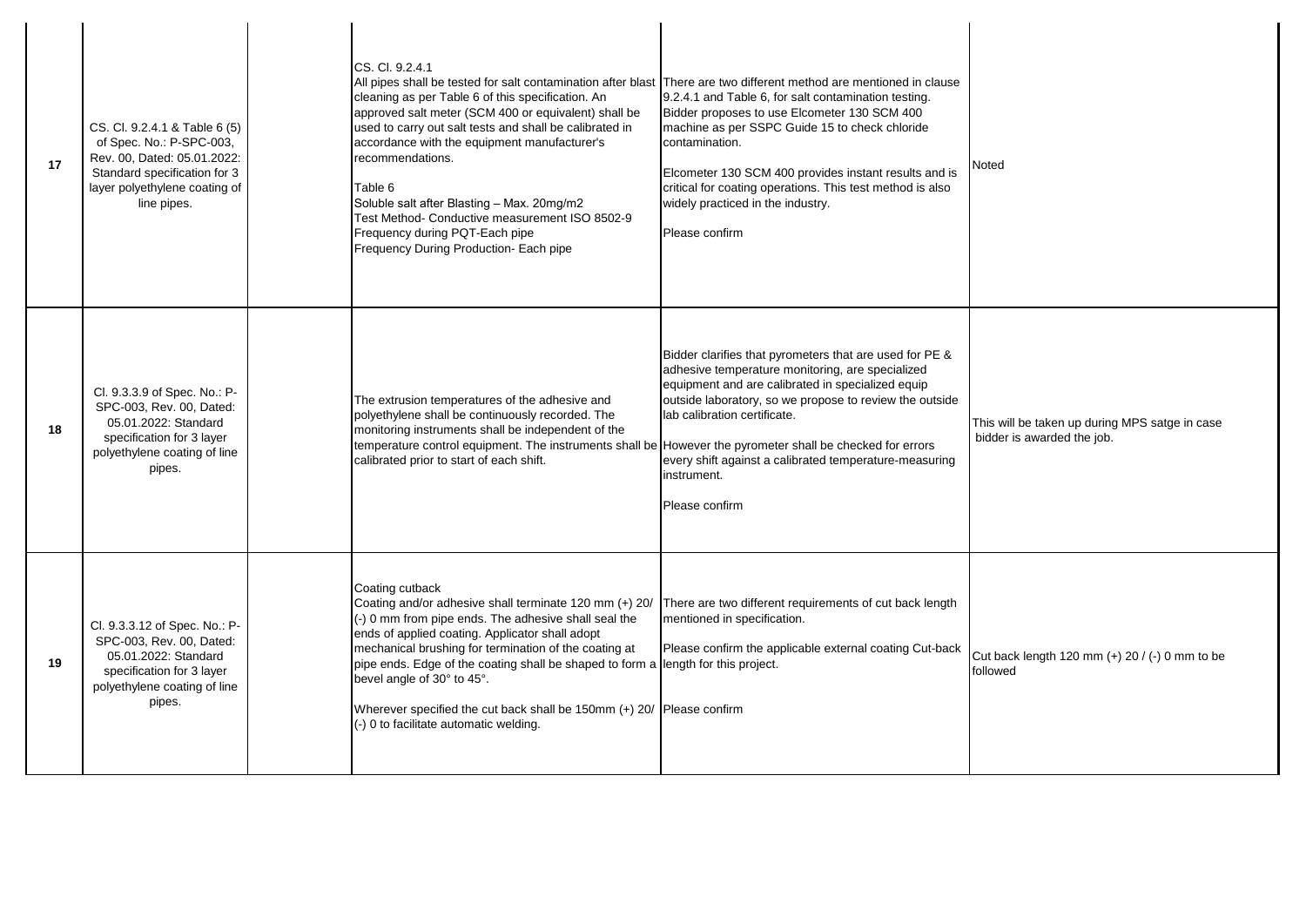| | | | | | |
|---|---|---|---|---|---|
| 17 | CS. Cl. 9.2.4.1 & Table 6 (5) of Spec. No.: P-SPC-003, Rev. 00, Dated: 05.01.2022: Standard specification for 3 layer polyethylene coating of line pipes. | | CS. Cl. 9.2.4.1<br>All pipes shall be tested for salt contamination after blast cleaning as per Table 6 of this specification. An approved salt meter (SCM 400 or equivalent) shall be used to carry out salt tests and shall be calibrated in accordance with the equipment manufacturer's recommendations.<br><br>Table 6<br>Soluble salt after Blasting – Max. 20mg/m2<br>Test Method- Conductive measurement ISO 8502-9<br>Frequency during PQT-Each pipe<br>Frequency During Production- Each pipe | There are two different method are mentioned in clause 9.2.4.1 and Table 6, for salt contamination testing. Bidder proposes to use Elcometer 130 SCM 400 machine as per SSPC Guide 15 to check chloride contamination.<br><br>Elcometer 130 SCM 400 provides instant results and is critical for coating operations. This test method is also widely practiced in the industry.<br><br>Please confirm | Noted |
| 18 | Cl. 9.3.3.9 of Spec. No.: P-SPC-003, Rev. 00, Dated: 05.01.2022: Standard specification for 3 layer polyethylene coating of line pipes. | | The extrusion temperatures of the adhesive and polyethylene shall be continuously recorded. The monitoring instruments shall be independent of the temperature control equipment. The instruments shall be calibrated prior to start of each shift. | Bidder clarifies that pyrometers that are used for PE & adhesive temperature monitoring, are specialized equipment and are calibrated in specialized equip outside laboratory, so we propose to review the outside lab calibration certificate.<br>However the pyrometer shall be checked for errors every shift against a calibrated temperature-measuring instrument.<br><br>Please confirm | This will be taken up during MPS satge in case bidder is awarded the job. |
| 19 | Cl. 9.3.3.12 of Spec. No.: P-SPC-003, Rev. 00, Dated: 05.01.2022: Standard specification for 3 layer polyethylene coating of line pipes. | | Coating cutback<br>Coating and/or adhesive shall terminate 120 mm (+) 20/ (-) 0 mm from pipe ends. The adhesive shall seal the ends of applied coating. Applicator shall adopt mechanical brushing for termination of the coating at pipe ends. Edge of the coating shall be shaped to form a bevel angle of 30° to 45°.<br><br>Wherever specified the cut back shall be 150mm (+) 20/ (-) 0 to facilitate automatic welding. | There are two different requirements of cut back length mentioned in specification.<br><br>Please confirm the applicable external coating Cut-back length for this project.<br><br>Please confirm | Cut back length 120 mm (+) 20 / (-) 0 mm to be followed |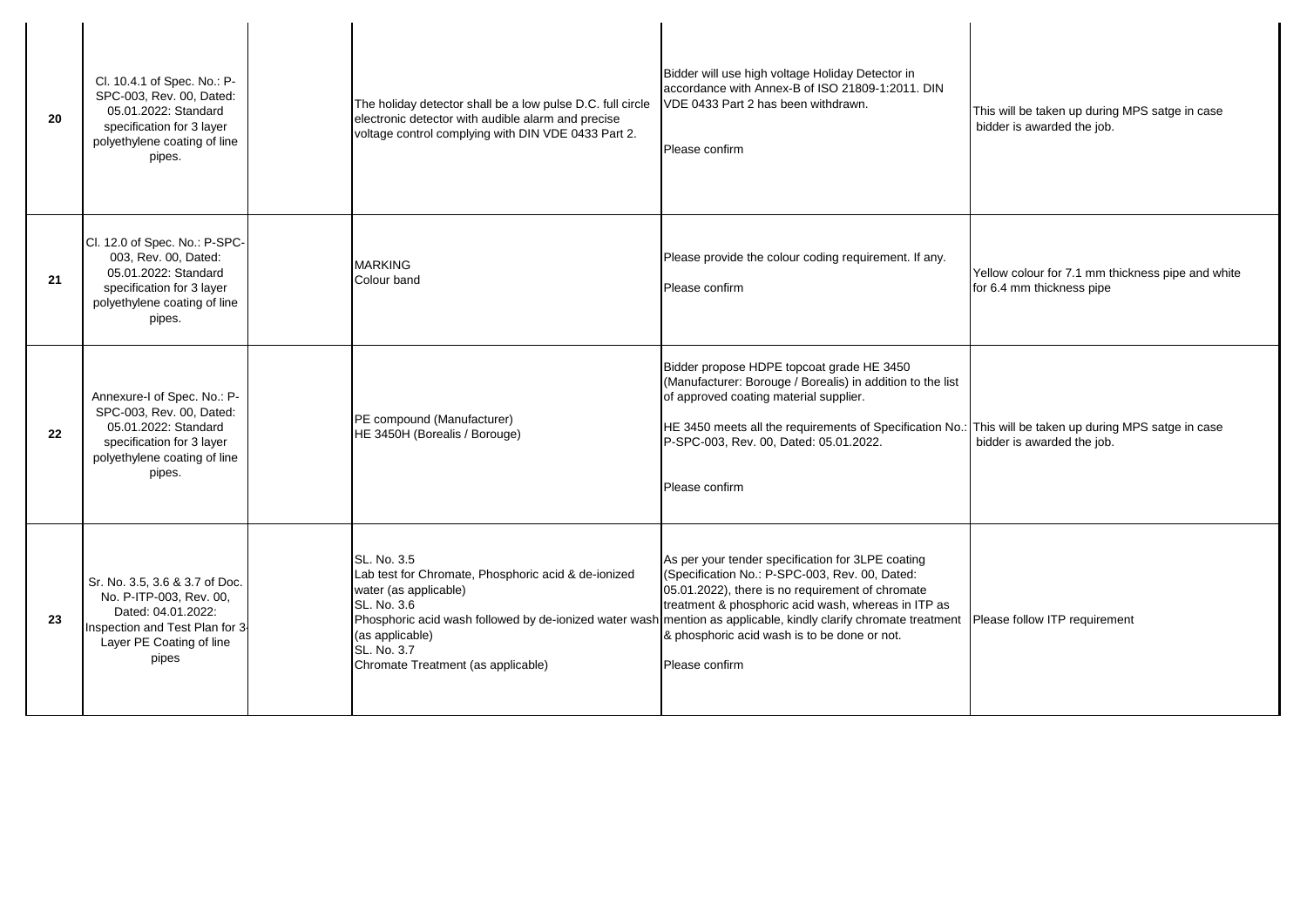| | | | | | |
|---|---|---|---|---|---|
| 20 | Cl. 10.4.1 of Spec. No.: P-SPC-003, Rev. 00, Dated: 05.01.2022: Standard specification for 3 layer polyethylene coating of line pipes. | | The holiday detector shall be a low pulse D.C. full circle electronic detector with audible alarm and precise voltage control complying with DIN VDE 0433 Part 2. | Bidder will use high voltage Holiday Detector in accordance with Annex-B of ISO 21809-1:2011. DIN VDE 0433 Part 2 has been withdrawn.<br><br>Please confirm | This will be taken up during MPS satge in case bidder is awarded the job. |
| 21 | Cl. 12.0 of Spec. No.: P-SPC-003, Rev. 00, Dated: 05.01.2022: Standard specification for 3 layer polyethylene coating of line pipes. | | MARKING<br>Colour band | Please provide the colour coding requirement. If any.<br><br>Please confirm | Yellow colour for 7.1 mm thickness pipe and white for 6.4 mm thickness pipe |
| 22 | Annexure-I of Spec. No.: P-SPC-003, Rev. 00, Dated: 05.01.2022: Standard specification for 3 layer polyethylene coating of line pipes. | | PE compound (Manufacturer)<br>HE 3450H (Borealis / Borouge) | Bidder propose HDPE topcoat grade HE 3450 (Manufacturer: Borouge / Borealis) in addition to the list of approved coating material supplier.<br><br>HE 3450 meets all the requirements of Specification No.: P-SPC-003, Rev. 00, Dated: 05.01.2022.<br><br>Please confirm | This will be taken up during MPS satge in case bidder is awarded the job. |
| 23 | Sr. No. 3.5, 3.6 & 3.7 of Doc. No. P-ITP-003, Rev. 00, Dated: 04.01.2022: Inspection and Test Plan for 3-Layer PE Coating of line pipes | | SL. No. 3.5<br>Lab test for Chromate, Phosphoric acid & de-ionized water (as applicable)<br>SL. No. 3.6<br>Phosphoric acid wash followed by de-ionized water wash (as applicable)<br>SL. No. 3.7<br>Chromate Treatment (as applicable) | As per your tender specification for 3LPE coating (Specification No.: P-SPC-003, Rev. 00, Dated: 05.01.2022), there is no requirement of chromate treatment & phosphoric acid wash, whereas in ITP as mention as applicable, kindly clarify chromate treatment & phosphoric acid wash is to be done or not.<br><br>Please confirm | Please follow ITP requirement |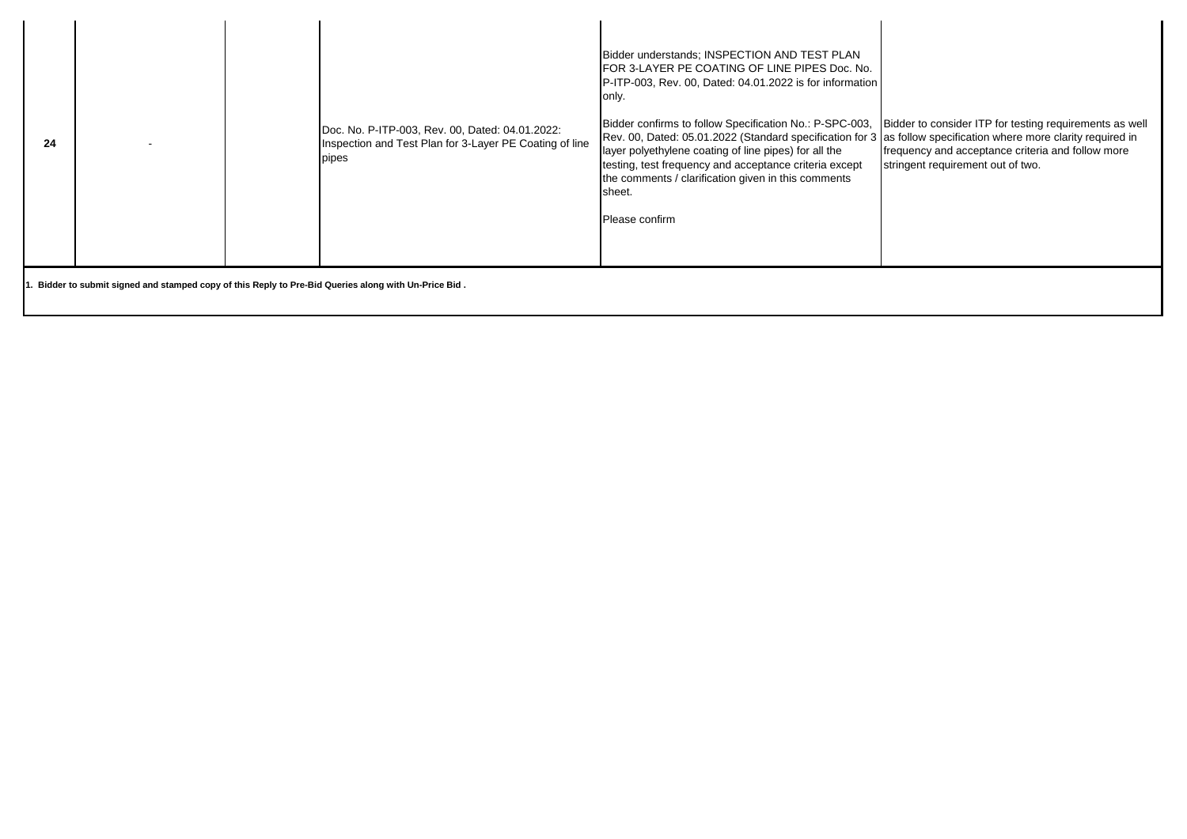| | | | | | |
|---|---|---|---|---|---|
| 24 | - | | Doc. No. P-ITP-003, Rev. 00, Dated: 04.01.2022: Inspection and Test Plan for 3-Layer PE Coating of line pipes | Bidder understands; INSPECTION AND TEST PLAN FOR 3-LAYER PE COATING OF LINE PIPES Doc. No. P-ITP-003, Rev. 00, Dated: 04.01.2022 is for information only.<br><br>Bidder confirms to follow Specification No.: P-SPC-003, Rev. 00, Dated: 05.01.2022 (Standard specification for 3 layer polyethylene coating of line pipes) for all the testing, test frequency and acceptance criteria except the comments / clarification given in this comments sheet.<br><br>Please confirm | Bidder to consider ITP for testing requirements as well as follow specification where more clarity required in frequency and acceptance criteria and follow more stringent requirement out of two. |

**1. Bidder to submit signed and stamped copy of this Reply to Pre-Bid Queries along with Un-Price Bid .**